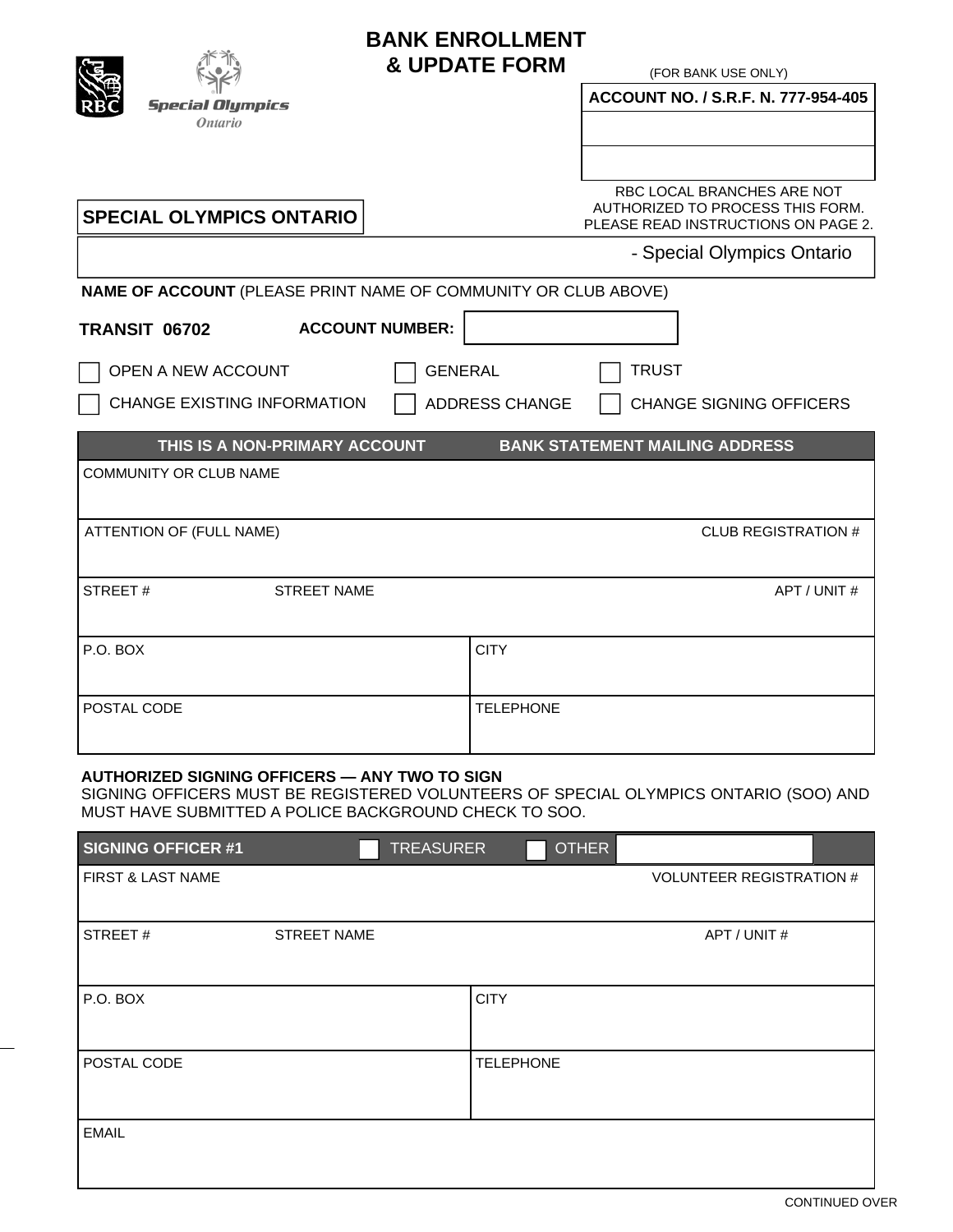# BANK ENROLLMENT & UPDATE FORM

Special Olympics Ontario

(FOR BANK USE ONLY)

| ACCOUNT NO. / S.R.F. N. 777-954-405 |
|---|
| |
| |

RBC LOCAL BRANCHES ARE NOT AUTHORIZED TO PROCESS THIS FORM. PLEASE READ INSTRUCTIONS ON PAGE 2.

**SPECIAL OLYMPICS ONTARIO**

- Special Olympics Ontario

**NAME OF ACCOUNT** (PLEASE PRINT NAME OF COMMUNITY OR CLUB ABOVE)

**TRANSIT 06702** **ACCOUNT NUMBER:** ____________

☐ OPEN A NEW ACCOUNT ☐ GENERAL ☐ TRUST

☐ CHANGE EXISTING INFORMATION ☐ ADDRESS CHANGE ☐ CHANGE SIGNING OFFICERS

| THIS IS A NON-PRIMARY ACCOUNT | BANK STATEMENT MAILING ADDRESS |
|---|---|
| COMMUNITY OR CLUB NAME | |
| ATTENTION OF (FULL NAME) | CLUB REGISTRATION # |
| STREET # / STREET NAME | APT / UNIT # |
| P.O. BOX | CITY |
| POSTAL CODE | TELEPHONE |

**AUTHORIZED SIGNING OFFICERS — ANY TWO TO SIGN**

SIGNING OFFICERS MUST BE REGISTERED VOLUNTEERS OF SPECIAL OLYMPICS ONTARIO (SOO) AND MUST HAVE SUBMITTED A POLICE BACKGROUND CHECK TO SOO.

| SIGNING OFFICER #1 | ☐ TREASURER ☐ OTHER ____________ |
|---|---|
| FIRST & LAST NAME | VOLUNTEER REGISTRATION # |
| STREET # / STREET NAME | APT / UNIT # |
| P.O. BOX | CITY |
| POSTAL CODE | TELEPHONE |
| EMAIL | |

CONTINUED OVER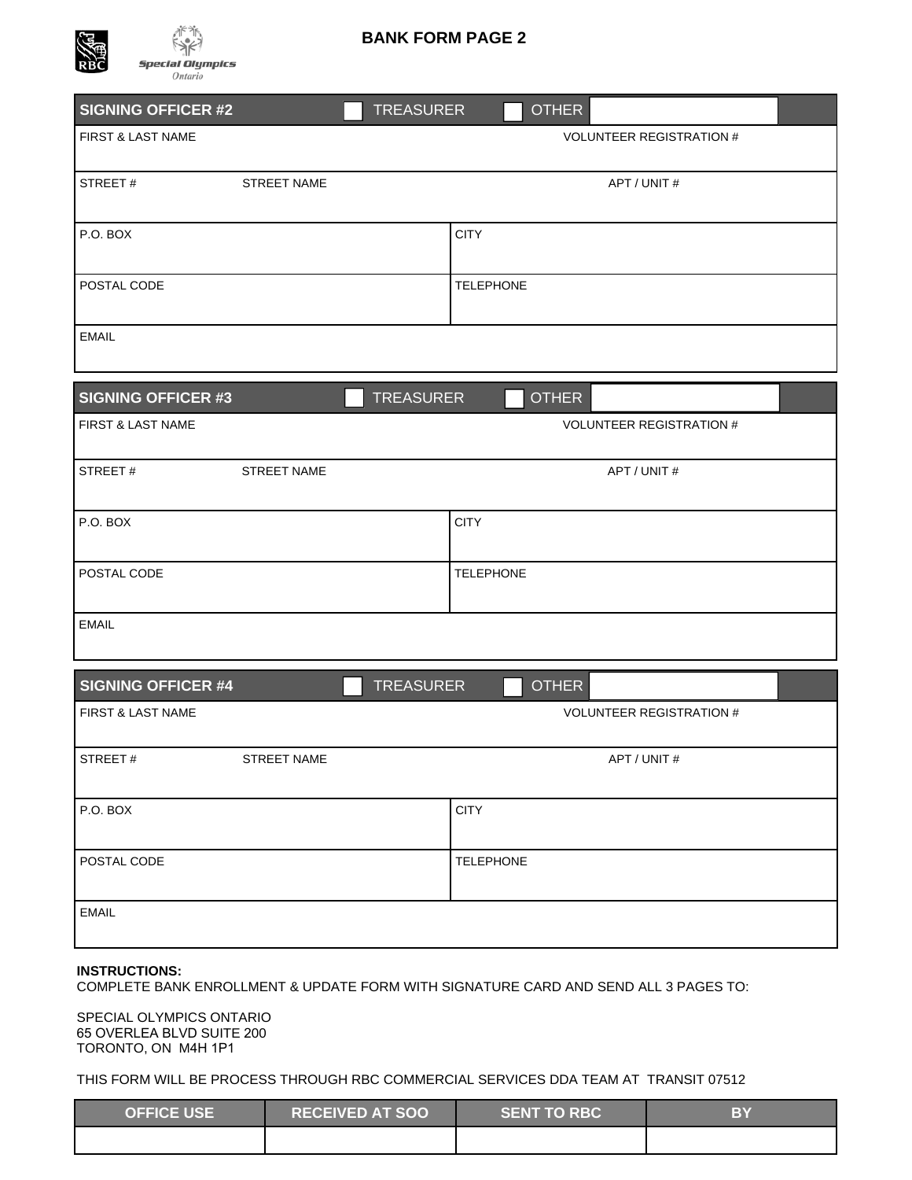# BANK FORM PAGE 2

## SIGNING OFFICER #2 ☐ TREASURER ☐ OTHER

| FIRST & LAST NAME | | VOLUNTEER REGISTRATION # |
|---|---|---|
| STREET # | STREET NAME | APT / UNIT # |
| P.O. BOX | CITY | |
| POSTAL CODE | TELEPHONE | |
| EMAIL | | |

## SIGNING OFFICER #3 ☐ TREASURER ☐ OTHER

| FIRST & LAST NAME | | VOLUNTEER REGISTRATION # |
|---|---|---|
| STREET # | STREET NAME | APT / UNIT # |
| P.O. BOX | CITY | |
| POSTAL CODE | TELEPHONE | |
| EMAIL | | |

## SIGNING OFFICER #4 ☐ TREASURER ☐ OTHER

| FIRST & LAST NAME | | VOLUNTEER REGISTRATION # |
|---|---|---|
| STREET # | STREET NAME | APT / UNIT # |
| P.O. BOX | CITY | |
| POSTAL CODE | TELEPHONE | |
| EMAIL | | |

**INSTRUCTIONS:**
COMPLETE BANK ENROLLMENT & UPDATE FORM WITH SIGNATURE CARD AND SEND ALL 3 PAGES TO:

SPECIAL OLYMPICS ONTARIO
65 OVERLEA BLVD SUITE 200
TORONTO, ON M4H 1P1

THIS FORM WILL BE PROCESS THROUGH RBC COMMERCIAL SERVICES DDA TEAM AT TRANSIT 07512

| OFFICE USE | RECEIVED AT SOO | SENT TO RBC | BY |
|---|---|---|---|
| | | | |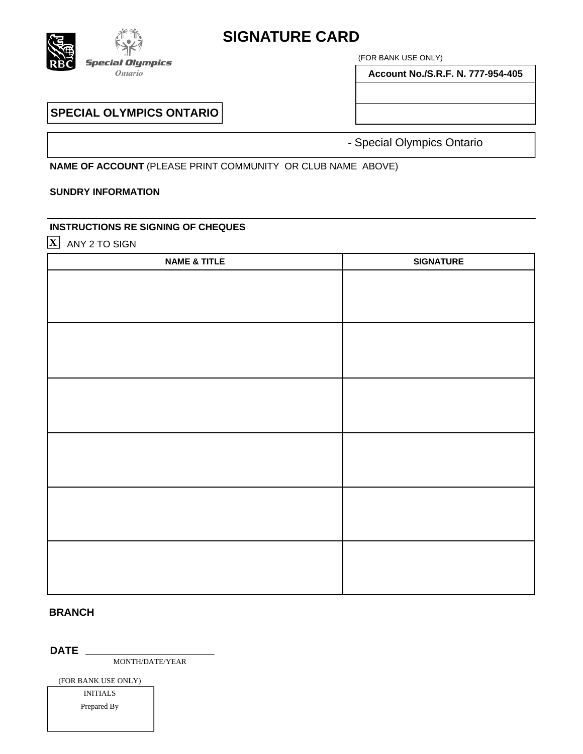# SIGNATURE CARD

RBC Special Olympics Ontario

(FOR BANK USE ONLY)

| |
|---|
| **Account No./S.R.F. N. 777-954-405** |
| |
| |

**SPECIAL OLYMPICS ONTARIO**

- Special Olympics Ontario

**NAME OF ACCOUNT** (PLEASE PRINT COMMUNITY OR CLUB NAME ABOVE)

**SUNDRY INFORMATION**

**INSTRUCTIONS RE SIGNING OF CHEQUES**

[X] ANY 2 TO SIGN

| NAME & TITLE | SIGNATURE |
|---|---|
| | |
| | |
| | |
| | |
| | |
| | |

**BRANCH**

**DATE** ____________________
MONTH/DATE/YEAR

(FOR BANK USE ONLY)

| |
|---|
| INITIALS |
| Prepared By |